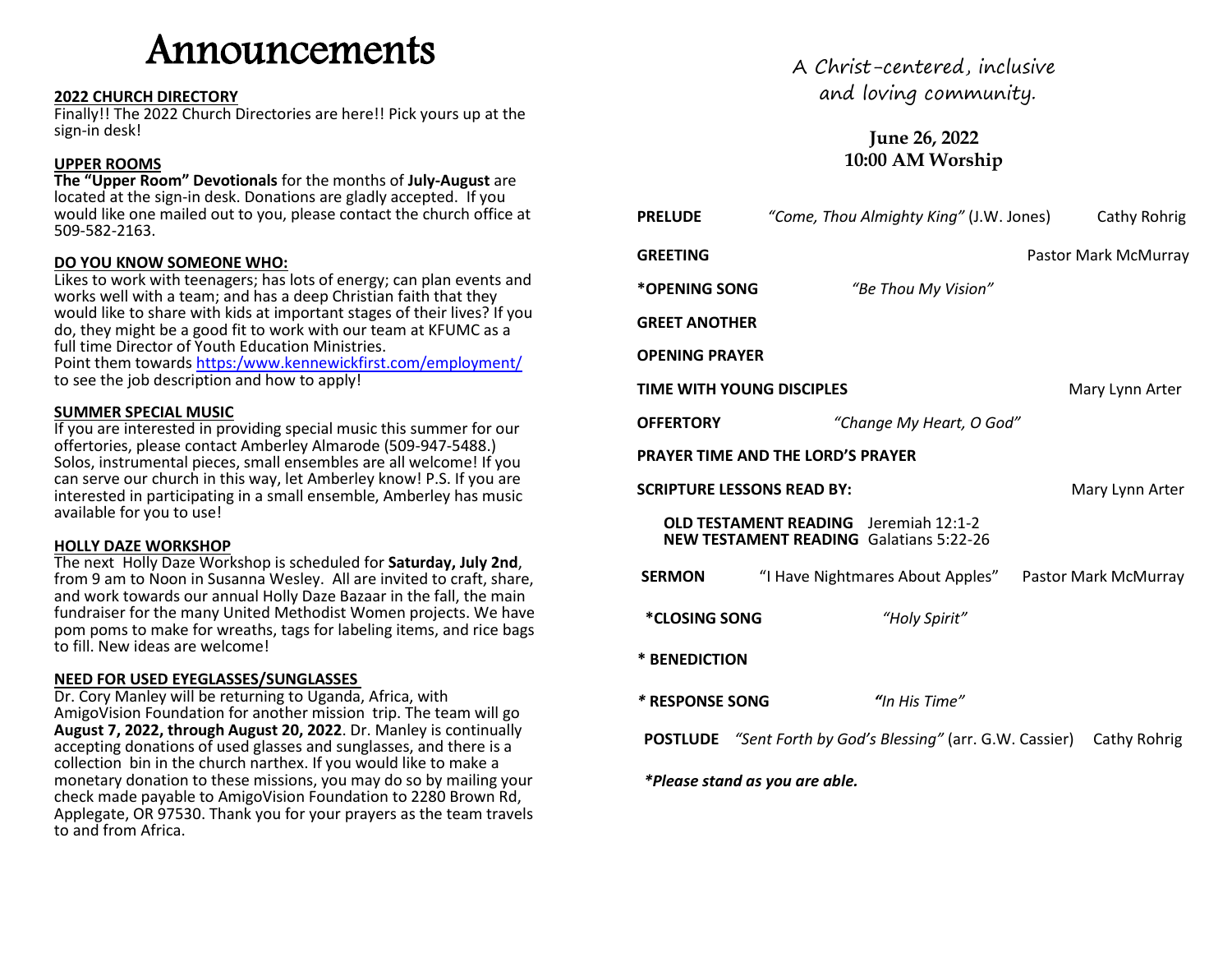# Announcements

**2022 CHURCH DIRECTORY**

Finally!! The 2022 Church Directories are here!! Pick yours up at the sign-in desk!

**UPPER ROOMS**

**The "Upper Room" Devotionals** for the months of **July-August** are located at the sign-in desk. Donations are gladly accepted. If you would like one mailed out to you, please contact the church office at 509-582-2163.

**DO YOU KNOW SOMEONE WHO:**

Likes to work with teenagers; has lots of energy; can plan events and works well with a team; and has a deep Christian faith that they would like to share with kids at important stages of their lives? If you do, they might be a good fit to work with our team at KFUMC as a full time Director of Youth Education Ministries.
Point them towards https:/www.kennewickfirst.com/employment/ to see the job description and how to apply!

**SUMMER SPECIAL MUSIC**

If you are interested in providing special music this summer for our offertories, please contact Amberley Almarode (509-947-5488.) Solos, instrumental pieces, small ensembles are all welcome! If you can serve our church in this way, let Amberley know! P.S. If you are interested in participating in a small ensemble, Amberley has music available for you to use!

**HOLLY DAZE WORKSHOP**

The next Holly Daze Workshop is scheduled for **Saturday, July 2nd**, from 9 am to Noon in Susanna Wesley. All are invited to craft, share, and work towards our annual Holly Daze Bazaar in the fall, the main fundraiser for the many United Methodist Women projects. We have pom poms to make for wreaths, tags for labeling items, and rice bags to fill. New ideas are welcome!

**NEED FOR USED EYEGLASSES/SUNGLASSES**

Dr. Cory Manley will be returning to Uganda, Africa, with AmigoVision Foundation for another mission trip. The team will go **August 7, 2022, through August 20, 2022**. Dr. Manley is continually accepting donations of used glasses and sunglasses, and there is a collection bin in the church narthex. If you would like to make a monetary donation to these missions, you may do so by mailing your check made payable to AmigoVision Foundation to 2280 Brown Rd, Applegate, OR 97530. Thank you for your prayers as the team travels to and from Africa.

A Christ-centered, inclusive
and loving community.

**June 26, 2022**
**10:00 AM Worship**

**PRELUDE** *"Come, Thou Almighty King"* (J.W. Jones) — Cathy Rohrig

**GREETING** — Pastor Mark McMurray

**\*OPENING SONG** *"Be Thou My Vision"*

**GREET ANOTHER**

**OPENING PRAYER**

**TIME WITH YOUNG DISCIPLES** — Mary Lynn Arter

**OFFERTORY** *"Change My Heart, O God"*

**PRAYER TIME AND THE LORD'S PRAYER**

**SCRIPTURE LESSONS READ BY:** — Mary Lynn Arter

**OLD TESTAMENT READING** Jeremiah 12:1-2
**NEW TESTAMENT READING** Galatians 5:22-26

**SERMON** "I Have Nightmares About Apples" — Pastor Mark McMurray

**\*CLOSING SONG** *"Holy Spirit"*

**\* BENEDICTION**

**\* RESPONSE SONG** *"In His Time"*

**POSTLUDE** *"Sent Forth by God's Blessing"* (arr. G.W. Cassier) — Cathy Rohrig

***Please stand as you are able.***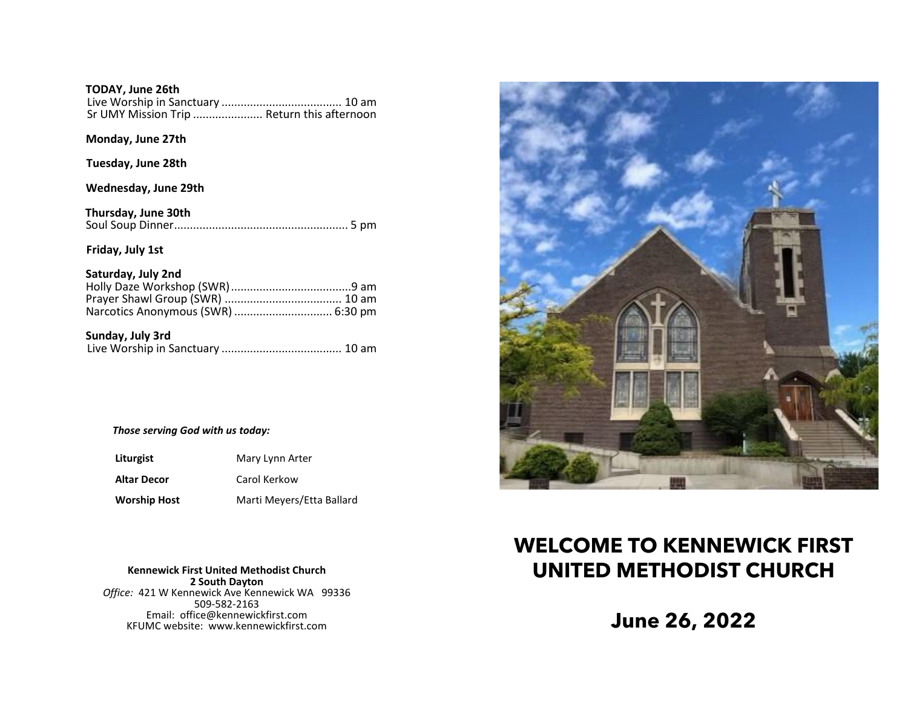**TODAY, June 26th**

Live Worship in Sanctuary ...................................... 10 am
Sr UMY Mission Trip ...................... Return this afternoon

**Monday, June 27th**

**Tuesday, June 28th**

**Wednesday, June 29th**

**Thursday, June 30th**

Soul Soup Dinner....................................................... 5 pm

**Friday, July 1st**

**Saturday, July 2nd**

Holly Daze Workshop (SWR)......................................9 am
Prayer Shawl Group (SWR) ..................................... 10 am
Narcotics Anonymous (SWR) ............................... 6:30 pm

**Sunday, July 3rd**

Live Worship in Sanctuary ...................................... 10 am

***Those serving God with us today:***

| | |
|---|---|
| **Liturgist** | Mary Lynn Arter |
| **Altar Decor** | Carol Kerkow |
| **Worship Host** | Marti Meyers/Etta Ballard |

**Kennewick First United Methodist Church**
**2 South Dayton**
*Office:* 421 W Kennewick Ave Kennewick WA 99336
509-582-2163
Email: office@kennewickfirst.com
KFUMC website: www.kennewickfirst.com

# WELCOME TO KENNEWICK FIRST UNITED METHODIST CHURCH

## June 26, 2022